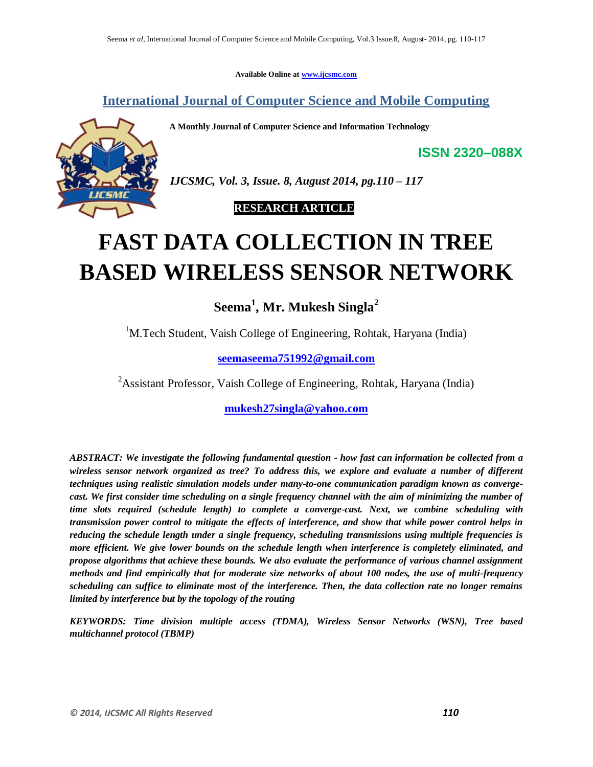Available Online at www.ijcsmc.com

## International Journal of Computer Science and Mobile Computing

**A Monthly Journal of Computer Science and Information Technology**

**ISSN 2320–088X**

*IJCSMC, Vol. 3, Issue. 8, August 2014, pg.110 – 117*

**RESEARCH ARTICLE**

# FAST DATA COLLECTION IN TREE BASED WIRELESS SENSOR NETWORK

**Seema[1], Mr. Mukesh Singla[2]**

[1]M.Tech Student, Vaish College of Engineering, Rohtak, Haryana (India)

seemaseema751992@gmail.com

[2]Assistant Professor, Vaish College of Engineering, Rohtak, Haryana (India)

mukesh27singla@yahoo.com

***ABSTRACT: We investigate the following fundamental question - how fast can information be collected from a wireless sensor network organized as tree? To address this, we explore and evaluate a number of different techniques using realistic simulation models under many-to-one communication paradigm known as converge-cast. We first consider time scheduling on a single frequency channel with the aim of minimizing the number of time slots required (schedule length) to complete a converge-cast. Next, we combine scheduling with transmission power control to mitigate the effects of interference, and show that while power control helps in reducing the schedule length under a single frequency, scheduling transmissions using multiple frequencies is more efficient. We give lower bounds on the schedule length when interference is completely eliminated, and propose algorithms that achieve these bounds. We also evaluate the performance of various channel assignment methods and find empirically that for moderate size networks of about 100 nodes, the use of multi-frequency scheduling can suffice to eliminate most of the interference. Then, the data collection rate no longer remains limited by interference but by the topology of the routing***

***KEYWORDS: Time division multiple access (TDMA), Wireless Sensor Networks (WSN), Tree based multichannel protocol (TBMP)***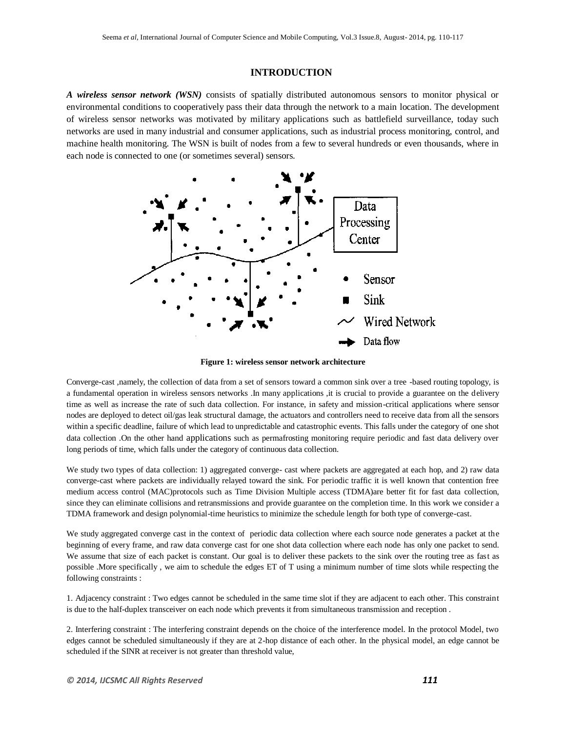## INTRODUCTION

***A wireless sensor network (WSN)*** consists of spatially distributed autonomous sensors to monitor physical or environmental conditions to cooperatively pass their data through the network to a main location. The development of wireless sensor networks was motivated by military applications such as battlefield surveillance, today such networks are used in many industrial and consumer applications, such as industrial process monitoring, control, and machine health monitoring. The WSN is built of nodes from a few to several hundreds or even thousands, where in each node is connected to one (or sometimes several) sensors.

Data Processing Center

Sensor

Sink

Wired Network

Data flow

**Figure 1: wireless sensor network architecture**

Converge-cast ,namely, the collection of data from a set of sensors toward a common sink over a tree -based routing topology, is a fundamental operation in wireless sensors networks .In many applications ,it is crucial to provide a guarantee on the delivery time as well as increase the rate of such data collection. For instance, in safety and mission-critical applications where sensor nodes are deployed to detect oil/gas leak structural damage, the actuators and controllers need to receive data from all the sensors within a specific deadline, failure of which lead to unpredictable and catastrophic events. This falls under the category of one shot data collection .On the other hand applications such as permafrosting monitoring require periodic and fast data delivery over long periods of time, which falls under the category of continuous data collection.

We study two types of data collection: 1) aggregated converge- cast where packets are aggregated at each hop, and 2) raw data converge-cast where packets are individually relayed toward the sink. For periodic traffic it is well known that contention free medium access control (MAC)protocols such as Time Division Multiple access (TDMA)are better fit for fast data collection, since they can eliminate collisions and retransmissions and provide guarantee on the completion time. In this work we consider a TDMA framework and design polynomial-time heuristics to minimize the schedule length for both type of converge-cast.

We study aggregated converge cast in the context of periodic data collection where each source node generates a packet at the beginning of every frame, and raw data converge cast for one shot data collection where each node has only one packet to send. We assume that size of each packet is constant. Our goal is to deliver these packets to the sink over the routing tree as fast as possible .More specifically , we aim to schedule the edges ET of T using a minimum number of time slots while respecting the following constraints :

1. Adjacency constraint : Two edges cannot be scheduled in the same time slot if they are adjacent to each other. This constraint is due to the half-duplex transceiver on each node which prevents it from simultaneous transmission and reception .

2. Interfering constraint : The interfering constraint depends on the choice of the interference model. In the protocol Model, two edges cannot be scheduled simultaneously if they are at 2-hop distance of each other. In the physical model, an edge cannot be scheduled if the SINR at receiver is not greater than threshold value,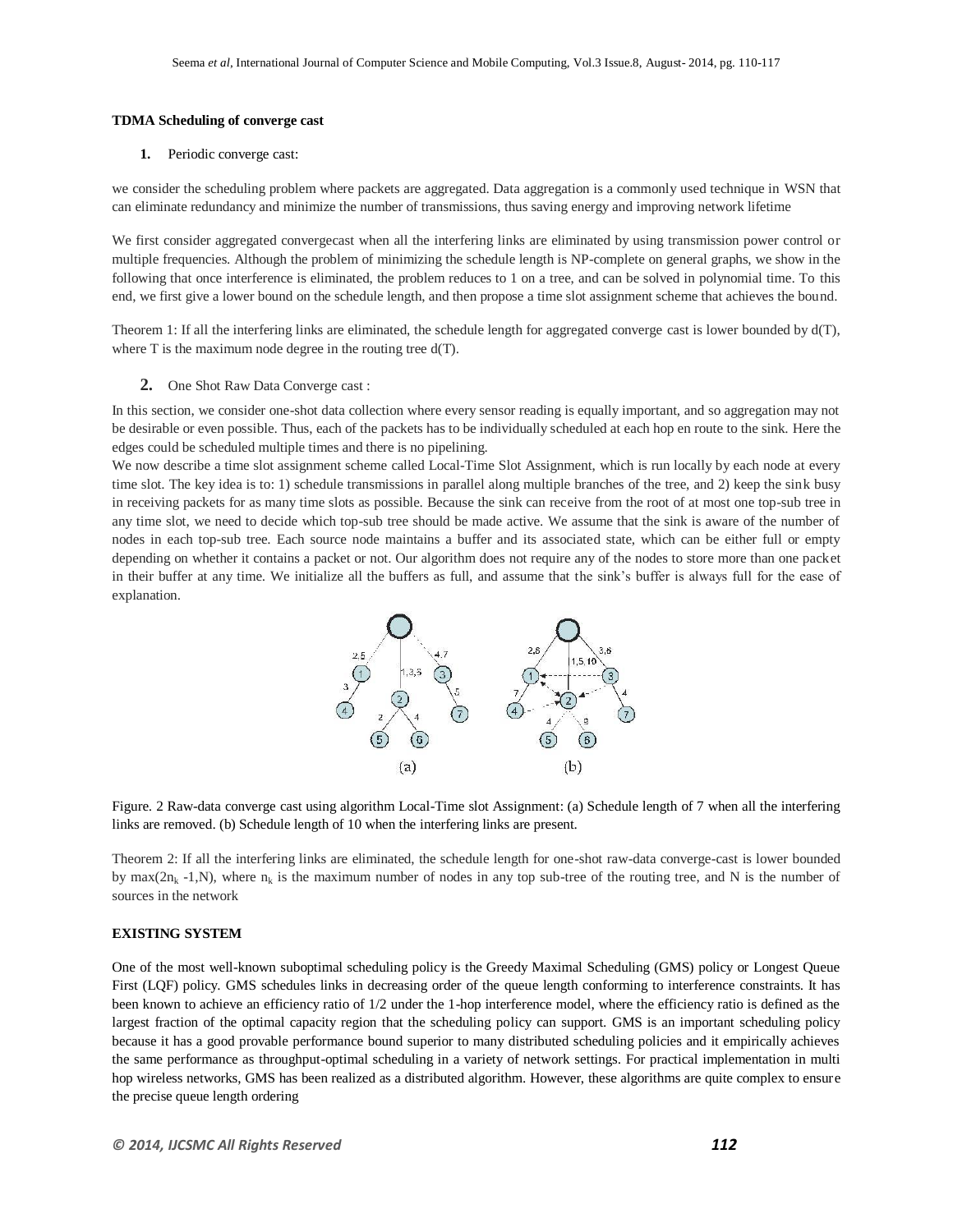**TDMA Scheduling of converge cast**

1. Periodic converge cast:

we consider the scheduling problem where packets are aggregated. Data aggregation is a commonly used technique in WSN that can eliminate redundancy and minimize the number of transmissions, thus saving energy and improving network lifetime

We first consider aggregated convergecast when all the interfering links are eliminated by using transmission power control or multiple frequencies. Although the problem of minimizing the schedule length is NP-complete on general graphs, we show in the following that once interference is eliminated, the problem reduces to 1 on a tree, and can be solved in polynomial time. To this end, we first give a lower bound on the schedule length, and then propose a time slot assignment scheme that achieves the bound.

Theorem 1: If all the interfering links are eliminated, the schedule length for aggregated converge cast is lower bounded by d(T), where T is the maximum node degree in the routing tree d(T).

2. One Shot Raw Data Converge cast :

In this section, we consider one-shot data collection where every sensor reading is equally important, and so aggregation may not be desirable or even possible. Thus, each of the packets has to be individually scheduled at each hop en route to the sink. Here the edges could be scheduled multiple times and there is no pipelining.

We now describe a time slot assignment scheme called Local-Time Slot Assignment, which is run locally by each node at every time slot. The key idea is to: 1) schedule transmissions in parallel along multiple branches of the tree, and 2) keep the sink busy in receiving packets for as many time slots as possible. Because the sink can receive from the root of at most one top-sub tree in any time slot, we need to decide which top-sub tree should be made active. We assume that the sink is aware of the number of nodes in each top-sub tree. Each source node maintains a buffer and its associated state, which can be either full or empty depending on whether it contains a packet or not. Our algorithm does not require any of the nodes to store more than one packet in their buffer at any time. We initialize all the buffers as full, and assume that the sink's buffer is always full for the ease of explanation.

Figure. 2 Raw-data converge cast using algorithm Local-Time slot Assignment: (a) Schedule length of 7 when all the interfering links are removed. (b) Schedule length of 10 when the interfering links are present.

Theorem 2: If all the interfering links are eliminated, the schedule length for one-shot raw-data converge-cast is lower bounded by $\max(2n_k - 1, N)$, where $n_k$ is the maximum number of nodes in any top sub-tree of the routing tree, and N is the number of sources in the network

**EXISTING SYSTEM**

One of the most well-known suboptimal scheduling policy is the Greedy Maximal Scheduling (GMS) policy or Longest Queue First (LQF) policy. GMS schedules links in decreasing order of the queue length conforming to interference constraints. It has been known to achieve an efficiency ratio of 1/2 under the 1-hop interference model, where the efficiency ratio is defined as the largest fraction of the optimal capacity region that the scheduling policy can support. GMS is an important scheduling policy because it has a good provable performance bound superior to many distributed scheduling policies and it empirically achieves the same performance as throughput-optimal scheduling in a variety of network settings. For practical implementation in multi hop wireless networks, GMS has been realized as a distributed algorithm. However, these algorithms are quite complex to ensure the precise queue length ordering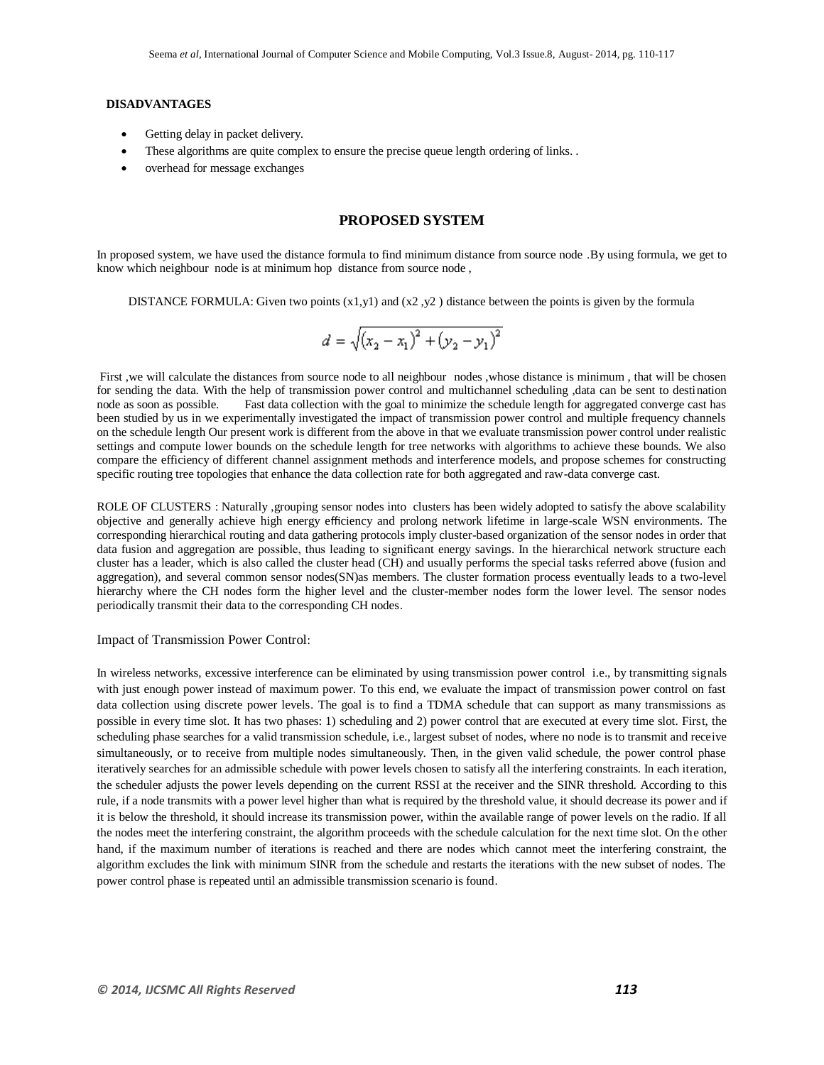**DISADVANTAGES**

- Getting delay in packet delivery.
- These algorithms are quite complex to ensure the precise queue length ordering of links. .
- overhead for message exchanges

## PROPOSED SYSTEM

In proposed system, we have used the distance formula to find minimum distance from source node .By using formula, we get to know which neighbour node is at minimum hop distance from source node ,

DISTANCE FORMULA: Given two points (x1,y1) and (x2 ,y2 ) distance between the points is given by the formula

$$d = \sqrt{(x_2 - x_1)^2 + (y_2 - y_1)^2}$$

First ,we will calculate the distances from source node to all neighbour nodes ,whose distance is minimum , that will be chosen for sending the data. With the help of transmission power control and multichannel scheduling ,data can be sent to destination node as soon as possible. Fast data collection with the goal to minimize the schedule length for aggregated converge cast has been studied by us in we experimentally investigated the impact of transmission power control and multiple frequency channels on the schedule length Our present work is different from the above in that we evaluate transmission power control under realistic settings and compute lower bounds on the schedule length for tree networks with algorithms to achieve these bounds. We also compare the efficiency of different channel assignment methods and interference models, and propose schemes for constructing specific routing tree topologies that enhance the data collection rate for both aggregated and raw-data converge cast.

ROLE OF CLUSTERS : Naturally ,grouping sensor nodes into clusters has been widely adopted to satisfy the above scalability objective and generally achieve high energy efficiency and prolong network lifetime in large-scale WSN environments. The corresponding hierarchical routing and data gathering protocols imply cluster-based organization of the sensor nodes in order that data fusion and aggregation are possible, thus leading to significant energy savings. In the hierarchical network structure each cluster has a leader, which is also called the cluster head (CH) and usually performs the special tasks referred above (fusion and aggregation), and several common sensor nodes(SN)as members. The cluster formation process eventually leads to a two-level hierarchy where the CH nodes form the higher level and the cluster-member nodes form the lower level. The sensor nodes periodically transmit their data to the corresponding CH nodes.

### Impact of Transmission Power Control:

In wireless networks, excessive interference can be eliminated by using transmission power control i.e., by transmitting signals with just enough power instead of maximum power. To this end, we evaluate the impact of transmission power control on fast data collection using discrete power levels. The goal is to find a TDMA schedule that can support as many transmissions as possible in every time slot. It has two phases: 1) scheduling and 2) power control that are executed at every time slot. First, the scheduling phase searches for a valid transmission schedule, i.e., largest subset of nodes, where no node is to transmit and receive simultaneously, or to receive from multiple nodes simultaneously. Then, in the given valid schedule, the power control phase iteratively searches for an admissible schedule with power levels chosen to satisfy all the interfering constraints. In each iteration, the scheduler adjusts the power levels depending on the current RSSI at the receiver and the SINR threshold. According to this rule, if a node transmits with a power level higher than what is required by the threshold value, it should decrease its power and if it is below the threshold, it should increase its transmission power, within the available range of power levels on the radio. If all the nodes meet the interfering constraint, the algorithm proceeds with the schedule calculation for the next time slot. On the other hand, if the maximum number of iterations is reached and there are nodes which cannot meet the interfering constraint, the algorithm excludes the link with minimum SINR from the schedule and restarts the iterations with the new subset of nodes. The power control phase is repeated until an admissible transmission scenario is found.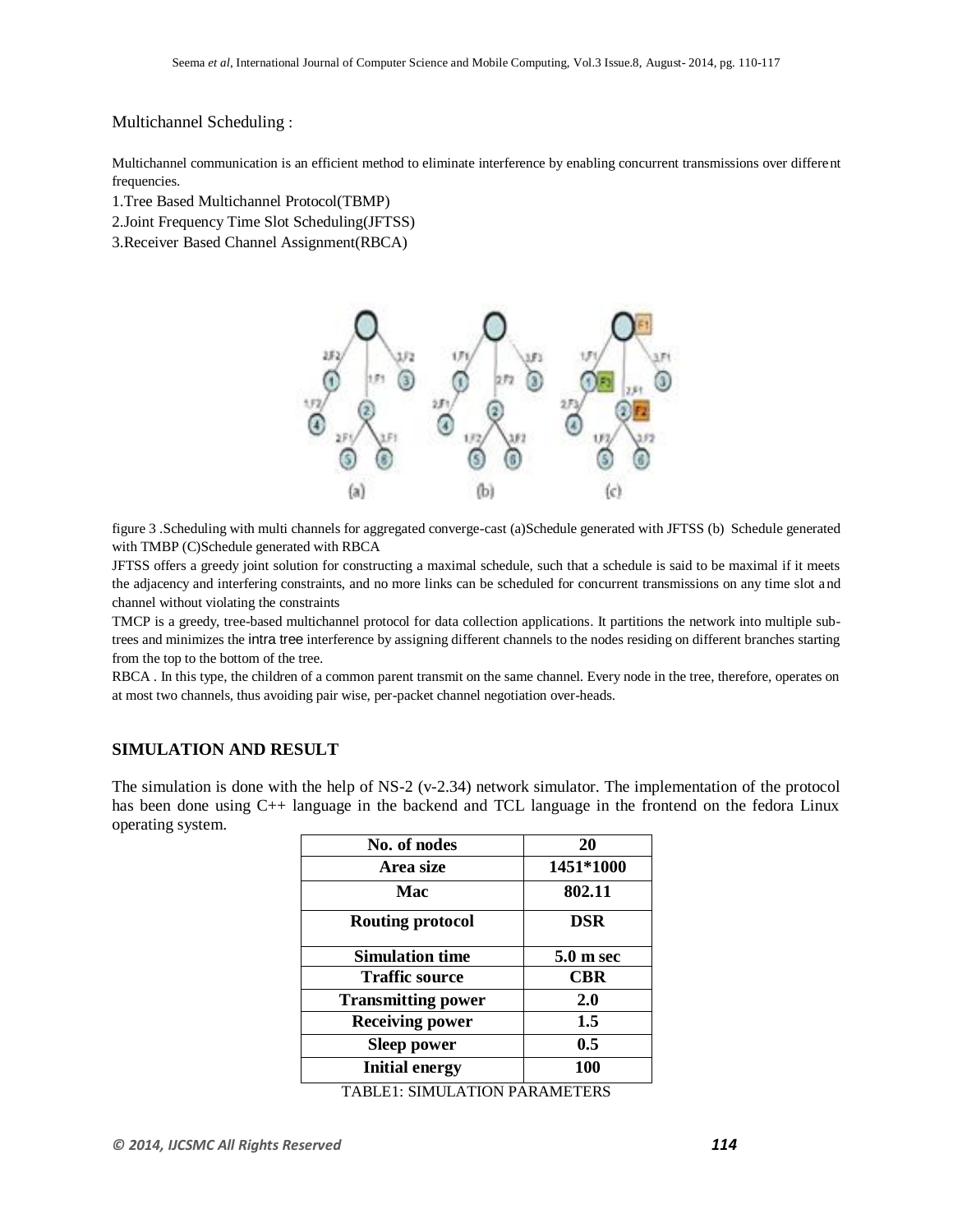Multichannel Scheduling :

Multichannel communication is an efficient method to eliminate interference by enabling concurrent transmissions over different frequencies.

1.Tree Based Multichannel Protocol(TBMP)
2.Joint Frequency Time Slot Scheduling(JFTSS)
3.Receiver Based Channel Assignment(RBCA)

figure 3 .Scheduling with multi channels for aggregated converge-cast (a)Schedule generated with JFTSS (b) Schedule generated with TMBP (C)Schedule generated with RBCA

JFTSS offers a greedy joint solution for constructing a maximal schedule, such that a schedule is said to be maximal if it meets the adjacency and interfering constraints, and no more links can be scheduled for concurrent transmissions on any time slot and channel without violating the constraints

TMCP is a greedy, tree-based multichannel protocol for data collection applications. It partitions the network into multiple sub-trees and minimizes the intra tree interference by assigning different channels to the nodes residing on different branches starting from the top to the bottom of the tree.

RBCA . In this type, the children of a common parent transmit on the same channel. Every node in the tree, therefore, operates on at most two channels, thus avoiding pair wise, per-packet channel negotiation over-heads.

## SIMULATION AND RESULT

The simulation is done with the help of NS-2 (v-2.34) network simulator. The implementation of the protocol has been done using C++ language in the backend and TCL language in the frontend on the fedora Linux operating system.

| **No. of nodes** | **20** |
|---|---|
| **Area size** | **1451*1000** |
| **Mac** | **802.11** |
| **Routing protocol** | **DSR** |
| **Simulation time** | **5.0 m sec** |
| **Traffic source** | **CBR** |
| **Transmitting power** | **2.0** |
| **Receiving power** | **1.5** |
| **Sleep power** | **0.5** |
| **Initial energy** | **100** |

TABLE1: SIMULATION PARAMETERS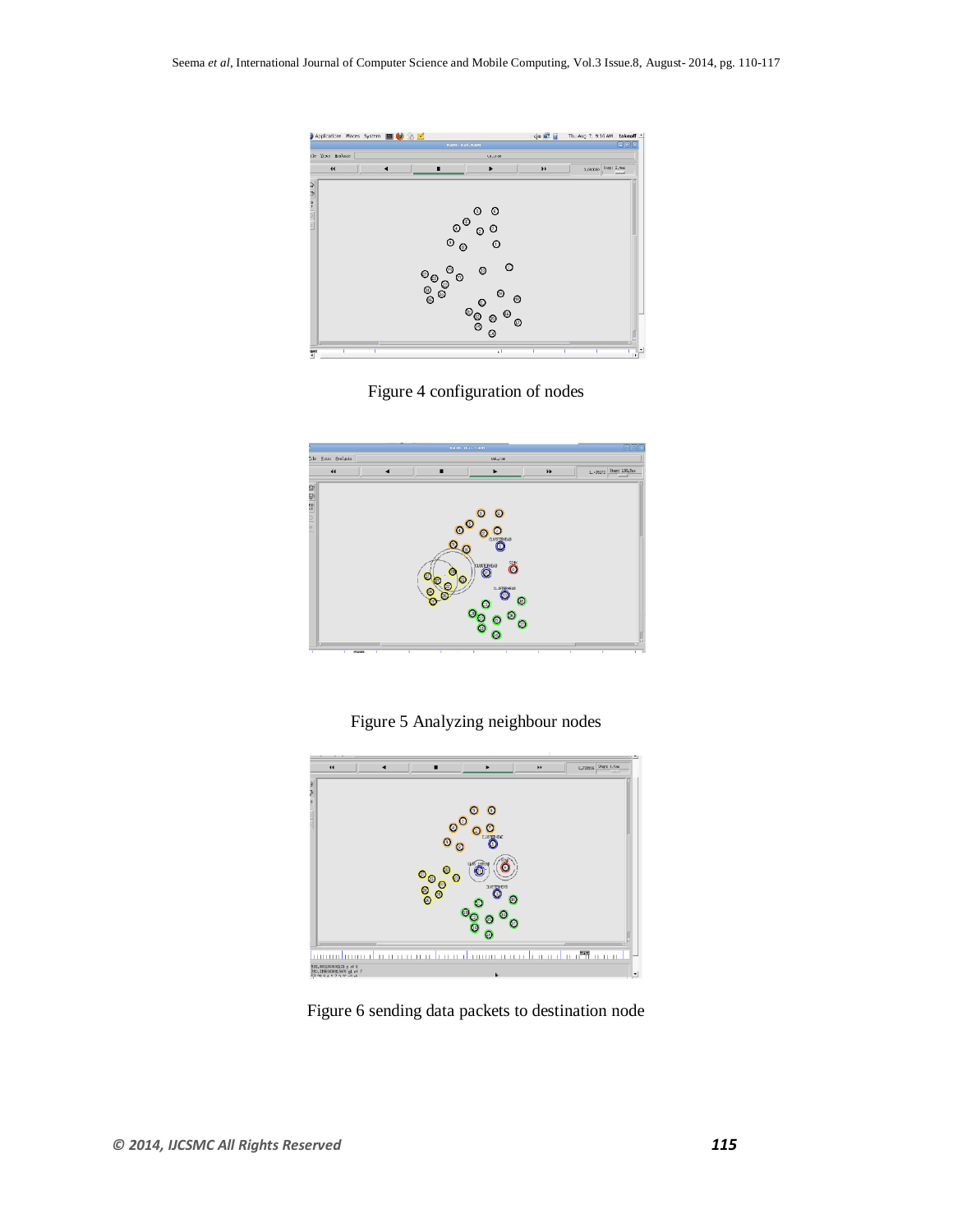Figure 4 configuration of nodes

Figure 5 Analyzing neighbour nodes

Figure 6 sending data packets to destination node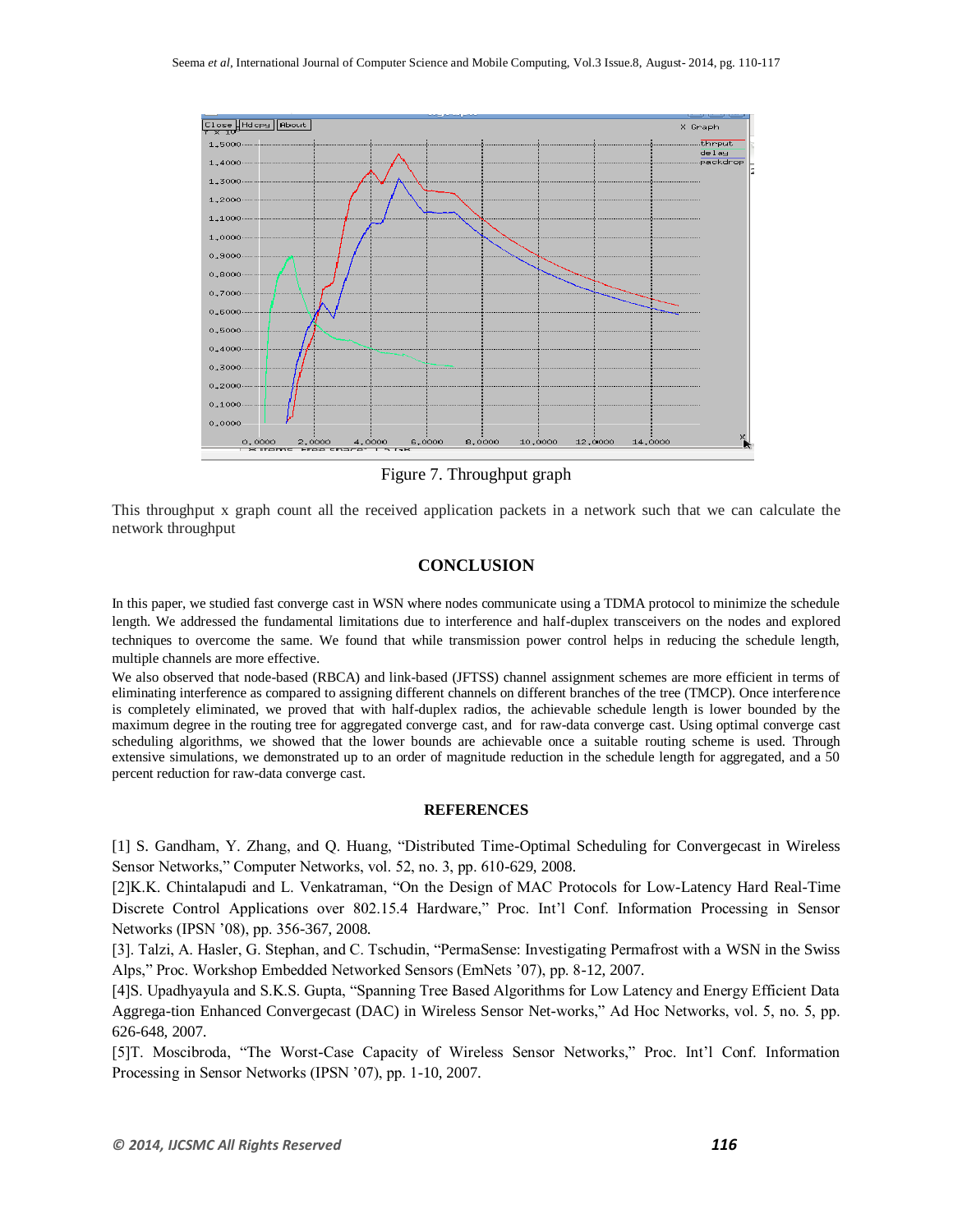Close Hdcpy About

X Graph

thrput
delay
packdrop

1.5000
1.4000
1.3000
1.2000
1.1000
1.0000
0.9000
0.8000
0.7000
0.6000
0.5000
0.4000
0.3000
0.2000
0.1000
0.0000

0.0000 2.0000 4.0000 6.0000 8.0000 10.0000 12.0000 14.0000

Figure 7. Throughput graph

This throughput x graph count all the received application packets in a network such that we can calculate the network throughput

## CONCLUSION

In this paper, we studied fast converge cast in WSN where nodes communicate using a TDMA protocol to minimize the schedule length. We addressed the fundamental limitations due to interference and half-duplex transceivers on the nodes and explored techniques to overcome the same. We found that while transmission power control helps in reducing the schedule length, multiple channels are more effective.

We also observed that node-based (RBCA) and link-based (JFTSS) channel assignment schemes are more efficient in terms of eliminating interference as compared to assigning different channels on different branches of the tree (TMCP). Once interference is completely eliminated, we proved that with half-duplex radios, the achievable schedule length is lower bounded by the maximum degree in the routing tree for aggregated converge cast, and for raw-data converge cast. Using optimal converge cast scheduling algorithms, we showed that the lower bounds are achievable once a suitable routing scheme is used. Through extensive simulations, we demonstrated up to an order of magnitude reduction in the schedule length for aggregated, and a 50 percent reduction for raw-data converge cast.

## REFERENCES

[1] S. Gandham, Y. Zhang, and Q. Huang, "Distributed Time-Optimal Scheduling for Convergecast in Wireless Sensor Networks," Computer Networks, vol. 52, no. 3, pp. 610-629, 2008.

[2]K.K. Chintalapudi and L. Venkatraman, "On the Design of MAC Protocols for Low-Latency Hard Real-Time Discrete Control Applications over 802.15.4 Hardware," Proc. Int'l Conf. Information Processing in Sensor Networks (IPSN '08), pp. 356-367, 2008.

[3]. Talzi, A. Hasler, G. Stephan, and C. Tschudin, "PermaSense: Investigating Permafrost with a WSN in the Swiss Alps," Proc. Workshop Embedded Networked Sensors (EmNets '07), pp. 8-12, 2007.

[4]S. Upadhyayula and S.K.S. Gupta, "Spanning Tree Based Algorithms for Low Latency and Energy Efficient Data Aggrega-tion Enhanced Convergecast (DAC) in Wireless Sensor Net-works," Ad Hoc Networks, vol. 5, no. 5, pp. 626-648, 2007.

[5]T. Moscibroda, "The Worst-Case Capacity of Wireless Sensor Networks," Proc. Int'l Conf. Information Processing in Sensor Networks (IPSN '07), pp. 1-10, 2007.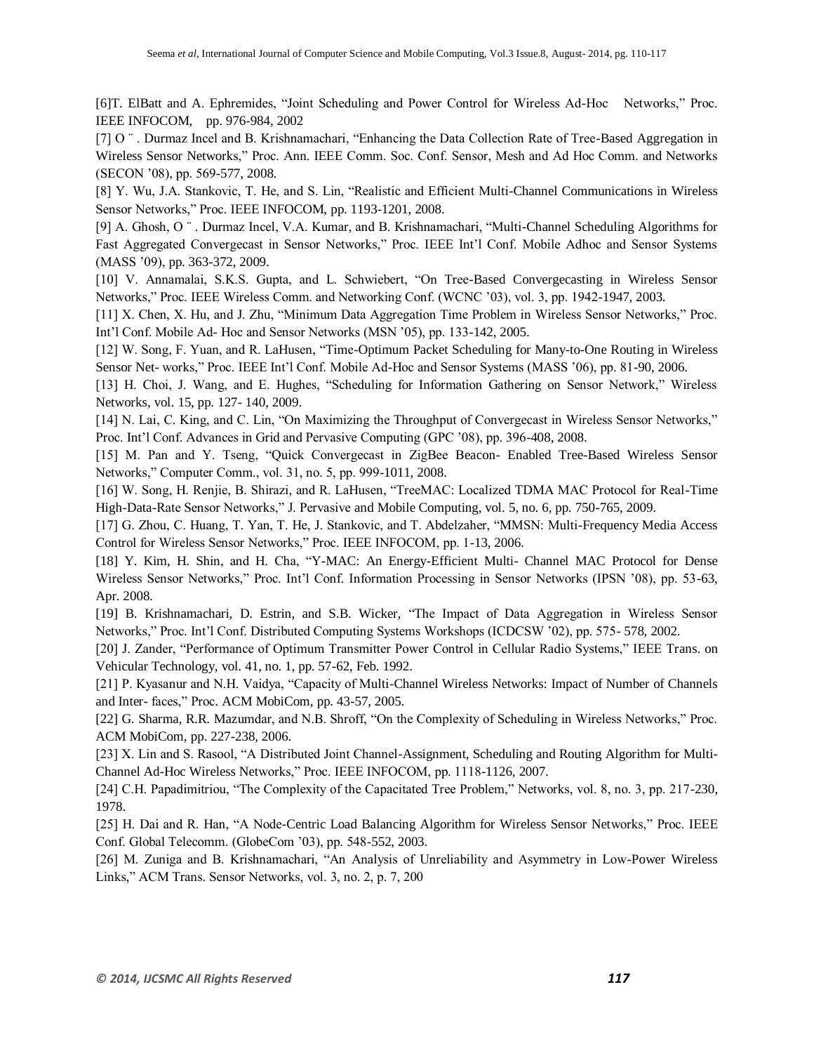[6]T. ElBatt and A. Ephremides, "Joint Scheduling and Power Control for Wireless Ad-Hoc Networks," Proc. IEEE INFOCOM, pp. 976-984, 2002

[7] O ̈ . Durmaz Incel and B. Krishnamachari, "Enhancing the Data Collection Rate of Tree-Based Aggregation in Wireless Sensor Networks," Proc. Ann. IEEE Comm. Soc. Conf. Sensor, Mesh and Ad Hoc Comm. and Networks (SECON '08), pp. 569-577, 2008.

[8] Y. Wu, J.A. Stankovic, T. He, and S. Lin, "Realistic and Efficient Multi-Channel Communications in Wireless Sensor Networks," Proc. IEEE INFOCOM, pp. 1193-1201, 2008.

[9] A. Ghosh, O ̈ . Durmaz Incel, V.A. Kumar, and B. Krishnamachari, "Multi-Channel Scheduling Algorithms for Fast Aggregated Convergecast in Sensor Networks," Proc. IEEE Int'l Conf. Mobile Adhoc and Sensor Systems (MASS '09), pp. 363-372, 2009.

[10] V. Annamalai, S.K.S. Gupta, and L. Schwiebert, "On Tree-Based Convergecasting in Wireless Sensor Networks," Proc. IEEE Wireless Comm. and Networking Conf. (WCNC '03), vol. 3, pp. 1942-1947, 2003.

[11] X. Chen, X. Hu, and J. Zhu, "Minimum Data Aggregation Time Problem in Wireless Sensor Networks," Proc. Int'l Conf. Mobile Ad- Hoc and Sensor Networks (MSN '05), pp. 133-142, 2005.

[12] W. Song, F. Yuan, and R. LaHusen, "Time-Optimum Packet Scheduling for Many-to-One Routing in Wireless Sensor Net- works," Proc. IEEE Int'l Conf. Mobile Ad-Hoc and Sensor Systems (MASS '06), pp. 81-90, 2006.

[13] H. Choi, J. Wang, and E. Hughes, "Scheduling for Information Gathering on Sensor Network," Wireless Networks, vol. 15, pp. 127- 140, 2009.

[14] N. Lai, C. King, and C. Lin, "On Maximizing the Throughput of Convergecast in Wireless Sensor Networks," Proc. Int'l Conf. Advances in Grid and Pervasive Computing (GPC '08), pp. 396-408, 2008.

[15] M. Pan and Y. Tseng, "Quick Convergecast in ZigBee Beacon- Enabled Tree-Based Wireless Sensor Networks," Computer Comm., vol. 31, no. 5, pp. 999-1011, 2008.

[16] W. Song, H. Renjie, B. Shirazi, and R. LaHusen, "TreeMAC: Localized TDMA MAC Protocol for Real-Time High-Data-Rate Sensor Networks," J. Pervasive and Mobile Computing, vol. 5, no. 6, pp. 750-765, 2009.

[17] G. Zhou, C. Huang, T. Yan, T. He, J. Stankovic, and T. Abdelzaher, "MMSN: Multi-Frequency Media Access Control for Wireless Sensor Networks," Proc. IEEE INFOCOM, pp. 1-13, 2006.

[18] Y. Kim, H. Shin, and H. Cha, "Y-MAC: An Energy-Efficient Multi- Channel MAC Protocol for Dense Wireless Sensor Networks," Proc. Int'l Conf. Information Processing in Sensor Networks (IPSN '08), pp. 53-63, Apr. 2008.

[19] B. Krishnamachari, D. Estrin, and S.B. Wicker, "The Impact of Data Aggregation in Wireless Sensor Networks," Proc. Int'l Conf. Distributed Computing Systems Workshops (ICDCSW '02), pp. 575- 578, 2002.

[20] J. Zander, "Performance of Optimum Transmitter Power Control in Cellular Radio Systems," IEEE Trans. on Vehicular Technology, vol. 41, no. 1, pp. 57-62, Feb. 1992.

[21] P. Kyasanur and N.H. Vaidya, "Capacity of Multi-Channel Wireless Networks: Impact of Number of Channels and Inter- faces," Proc. ACM MobiCom, pp. 43-57, 2005.

[22] G. Sharma, R.R. Mazumdar, and N.B. Shroff, "On the Complexity of Scheduling in Wireless Networks," Proc. ACM MobiCom, pp. 227-238, 2006.

[23] X. Lin and S. Rasool, "A Distributed Joint Channel-Assignment, Scheduling and Routing Algorithm for Multi-Channel Ad-Hoc Wireless Networks," Proc. IEEE INFOCOM, pp. 1118-1126, 2007.

[24] C.H. Papadimitriou, "The Complexity of the Capacitated Tree Problem," Networks, vol. 8, no. 3, pp. 217-230, 1978.

[25] H. Dai and R. Han, "A Node-Centric Load Balancing Algorithm for Wireless Sensor Networks," Proc. IEEE Conf. Global Telecomm. (GlobeCom '03), pp. 548-552, 2003.

[26] M. Zuniga and B. Krishnamachari, "An Analysis of Unreliability and Asymmetry in Low-Power Wireless Links," ACM Trans. Sensor Networks, vol. 3, no. 2, p. 7, 200